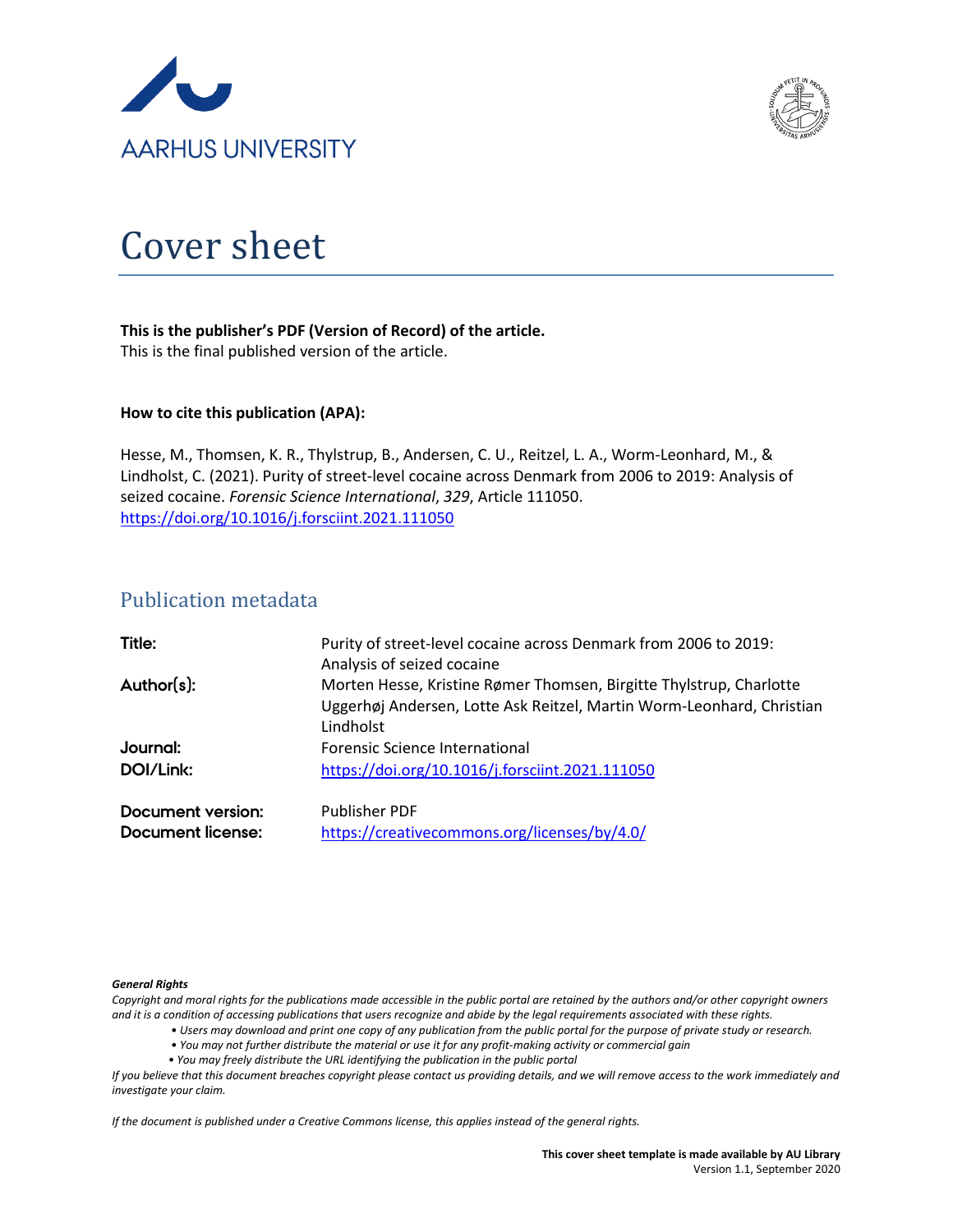AARHUS UNIVERSITY

# Cover sheet

**This is the publisher's PDF (Version of Record) of the article.**
This is the final published version of the article.

**How to cite this publication (APA):**

Hesse, M., Thomsen, K. R., Thylstrup, B., Andersen, C. U., Reitzel, L. A., Worm-Leonhard, M., & Lindholst, C. (2021). Purity of street-level cocaine across Denmark from 2006 to 2019: Analysis of seized cocaine. *Forensic Science International*, *329*, Article 111050. https://doi.org/10.1016/j.forsciint.2021.111050

## Publication metadata

| | |
|---|---|
| **Title:** | Purity of street-level cocaine across Denmark from 2006 to 2019: Analysis of seized cocaine |
| **Author(s):** | Morten Hesse, Kristine Rømer Thomsen, Birgitte Thylstrup, Charlotte Uggerhøj Andersen, Lotte Ask Reitzel, Martin Worm-Leonhard, Christian Lindholst |
| **Journal:** | Forensic Science International |
| **DOI/Link:** | https://doi.org/10.1016/j.forsciint.2021.111050 |
| **Document version:** | Publisher PDF |
| **Document license:** | https://creativecommons.org/licenses/by/4.0/ |

***General Rights***

*Copyright and moral rights for the publications made accessible in the public portal are retained by the authors and/or other copyright owners and it is a condition of accessing publications that users recognize and abide by the legal requirements associated with these rights.*

- *Users may download and print one copy of any publication from the public portal for the purpose of private study or research.*
- *You may not further distribute the material or use it for any profit-making activity or commercial gain*
- *You may freely distribute the URL identifying the publication in the public portal*

*If you believe that this document breaches copyright please contact us providing details, and we will remove access to the work immediately and investigate your claim.*

*If the document is published under a Creative Commons license, this applies instead of the general rights.*

**This cover sheet template is made available by AU Library**
Version 1.1, September 2020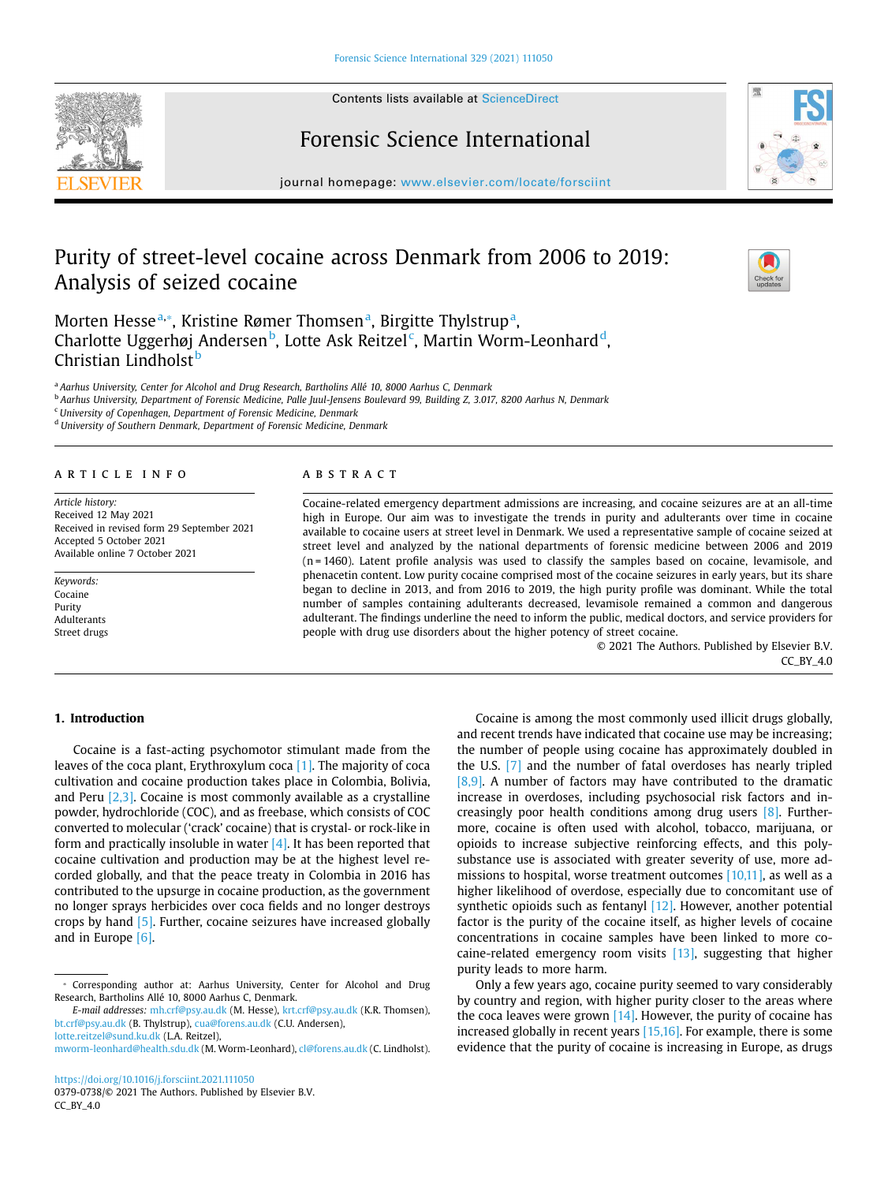# Purity of street-level cocaine across Denmark from 2006 to 2019: Analysis of seized cocaine

Morten Hesse[a,*], Kristine Rømer Thomsen[a], Birgitte Thylstrup[a], Charlotte Uggerhøj Andersen[b], Lotte Ask Reitzel[c], Martin Worm-Leonhard[d], Christian Lindholst[b]

[a] Aarhus University, Center for Alcohol and Drug Research, Bartholins Allé 10, 8000 Aarhus C, Denmark
[b] Aarhus University, Department of Forensic Medicine, Palle Juul-Jensens Boulevard 99, Building Z, 3.017, 8200 Aarhus N, Denmark
[c] University of Copenhagen, Department of Forensic Medicine, Denmark
[d] University of Southern Denmark, Department of Forensic Medicine, Denmark

## ARTICLE INFO

*Article history:*
Received 12 May 2021
Received in revised form 29 September 2021
Accepted 5 October 2021
Available online 7 October 2021

*Keywords:*
Cocaine
Purity
Adulterants
Street drugs

## ABSTRACT

Cocaine-related emergency department admissions are increasing, and cocaine seizures are at an all-time high in Europe. Our aim was to investigate the trends in purity and adulterants over time in cocaine available to cocaine users at street level in Denmark. We used a representative sample of cocaine seized at street level and analyzed by the national departments of forensic medicine between 2006 and 2019 (n = 1460). Latent profile analysis was used to classify the samples based on cocaine, levamisole, and phenacetin content. Low purity cocaine comprised most of the cocaine seizures in early years, but its share began to decline in 2013, and from 2016 to 2019, the high purity profile was dominant. While the total number of samples containing adulterants decreased, levamisole remained a common and dangerous adulterant. The findings underline the need to inform the public, medical doctors, and service providers for people with drug use disorders about the higher potency of street cocaine.

© 2021 The Authors. Published by Elsevier B.V.
CC_BY_4.0

## 1. Introduction

Cocaine is a fast-acting psychomotor stimulant made from the leaves of the coca plant, Erythroxylum coca [1]. The majority of coca cultivation and cocaine production takes place in Colombia, Bolivia, and Peru [2,3]. Cocaine is most commonly available as a crystalline powder, hydrochloride (COC), and as freebase, which consists of COC converted to molecular ('crack' cocaine) that is crystal- or rock-like in form and practically insoluble in water [4]. It has been reported that cocaine cultivation and production may be at the highest level recorded globally, and that the peace treaty in Colombia in 2016 has contributed to the upsurge in cocaine production, as the government no longer sprays herbicides over coca fields and no longer destroys crops by hand [5]. Further, cocaine seizures have increased globally and in Europe [6].

Cocaine is among the most commonly used illicit drugs globally, and recent trends have indicated that cocaine use may be increasing; the number of people using cocaine has approximately doubled in the U.S. [7] and the number of fatal overdoses has nearly tripled [8,9]. A number of factors may have contributed to the dramatic increase in overdoses, including psychosocial risk factors and increasingly poor health conditions among drug users [8]. Furthermore, cocaine is often used with alcohol, tobacco, marijuana, or opioids to increase subjective reinforcing effects, and this polysubstance use is associated with greater severity of use, more admissions to hospital, worse treatment outcomes [10,11], as well as a higher likelihood of overdose, especially due to concomitant use of synthetic opioids such as fentanyl [12]. However, another potential factor is the purity of the cocaine itself, as higher levels of cocaine concentrations in cocaine samples have been linked to more cocaine-related emergency room visits [13], suggesting that higher purity leads to more harm.

Only a few years ago, cocaine purity seemed to vary considerably by country and region, with higher purity closer to the areas where the coca leaves were grown [14]. However, the purity of cocaine has increased globally in recent years [15,16]. For example, there is some evidence that the purity of cocaine is increasing in Europe, as drugs

* Corresponding author at: Aarhus University, Center for Alcohol and Drug Research, Bartholins Allé 10, 8000 Aarhus C, Denmark.
*E-mail addresses:* mh.crf@psy.au.dk (M. Hesse), krt.crf@psy.au.dk (K.R. Thomsen), bt.crf@psy.au.dk (B. Thylstrup), cua@forens.au.dk (C.U. Andersen), lotte.reitzel@sund.ku.dk (L.A. Reitzel), mworm-leonhard@health.sdu.dk (M. Worm-Leonhard), cl@forens.au.dk (C. Lindholst).

https://doi.org/10.1016/j.forsciint.2021.111050
0379-0738/© 2021 The Authors. Published by Elsevier B.V.
CC_BY_4.0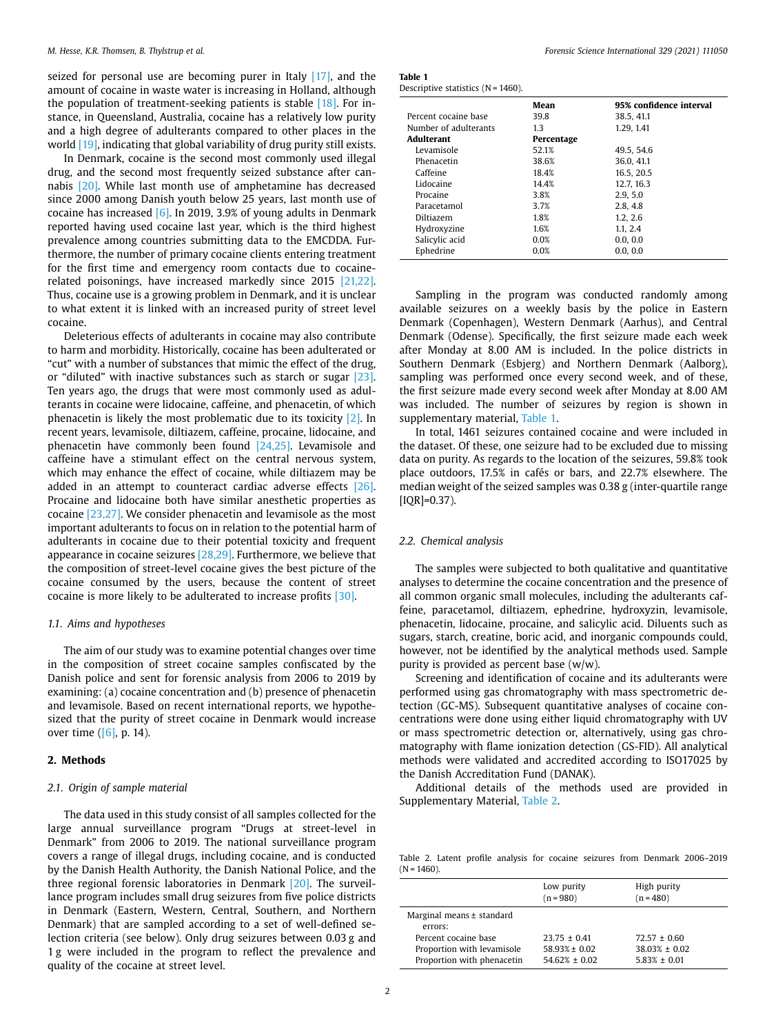seized for personal use are becoming purer in Italy [17], and the amount of cocaine in waste water is increasing in Holland, although the population of treatment-seeking patients is stable [18]. For instance, in Queensland, Australia, cocaine has a relatively low purity and a high degree of adulterants compared to other places in the world [19], indicating that global variability of drug purity still exists.

In Denmark, cocaine is the second most commonly used illegal drug, and the second most frequently seized substance after cannabis [20]. While last month use of amphetamine has decreased since 2000 among Danish youth below 25 years, last month use of cocaine has increased [6]. In 2019, 3.9% of young adults in Denmark reported having used cocaine last year, which is the third highest prevalence among countries submitting data to the EMCDDA. Furthermore, the number of primary cocaine clients entering treatment for the first time and emergency room contacts due to cocaine-related poisonings, have increased markedly since 2015 [21,22]. Thus, cocaine use is a growing problem in Denmark, and it is unclear to what extent it is linked with an increased purity of street level cocaine.

Deleterious effects of adulterants in cocaine may also contribute to harm and morbidity. Historically, cocaine has been adulterated or "cut" with a number of substances that mimic the effect of the drug, or "diluted" with inactive substances such as starch or sugar [23]. Ten years ago, the drugs that were most commonly used as adulterants in cocaine were lidocaine, caffeine, and phenacetin, of which phenacetin is likely the most problematic due to its toxicity [2]. In recent years, levamisole, diltiazem, caffeine, procaine, lidocaine, and phenacetin have commonly been found [24,25]. Levamisole and caffeine have a stimulant effect on the central nervous system, which may enhance the effect of cocaine, while diltiazem may be added in an attempt to counteract cardiac adverse effects [26]. Procaine and lidocaine both have similar anesthetic properties as cocaine [23,27]. We consider phenacetin and levamisole as the most important adulterants to focus on in relation to the potential harm of adulterants in cocaine due to their potential toxicity and frequent appearance in cocaine seizures [28,29]. Furthermore, we believe that the composition of street-level cocaine gives the best picture of the cocaine consumed by the users, because the content of street cocaine is more likely to be adulterated to increase profits [30].

### 1.1. Aims and hypotheses

The aim of our study was to examine potential changes over time in the composition of street cocaine samples confiscated by the Danish police and sent for forensic analysis from 2006 to 2019 by examining: (a) cocaine concentration and (b) presence of phenacetin and levamisole. Based on recent international reports, we hypothesized that the purity of street cocaine in Denmark would increase over time ([6], p. 14).

## 2. Methods

### 2.1. Origin of sample material

The data used in this study consist of all samples collected for the large annual surveillance program "Drugs at street-level in Denmark" from 2006 to 2019. The national surveillance program covers a range of illegal drugs, including cocaine, and is conducted by the Danish Health Authority, the Danish National Police, and the three regional forensic laboratories in Denmark [20]. The surveillance program includes small drug seizures from five police districts in Denmark (Eastern, Western, Central, Southern, and Northern Denmark) that are sampled according to a set of well-defined selection criteria (see below). Only drug seizures between 0.03 g and 1 g were included in the program to reflect the prevalence and quality of the cocaine at street level.

**Table 1**
Descriptive statistics (N = 1460).

| | Mean | 95% confidence interval |
|---|---|---|
| Percent cocaine base | 39.8 | 38.5, 41.1 |
| Number of adulterants | 1.3 | 1.29, 1.41 |
| **Adulterant** | **Percentage** | |
| Levamisole | 52.1% | 49.5, 54.6 |
| Phenacetin | 38.6% | 36.0, 41.1 |
| Caffeine | 18.4% | 16.5, 20.5 |
| Lidocaine | 14.4% | 12.7, 16.3 |
| Procaine | 3.8% | 2.9, 5.0 |
| Paracetamol | 3.7% | 2.8, 4.8 |
| Diltiazem | 1.8% | 1.2, 2.6 |
| Hydroxyzine | 1.6% | 1.1, 2.4 |
| Salicylic acid | 0.0% | 0.0, 0.0 |
| Ephedrine | 0.0% | 0.0, 0.0 |

Sampling in the program was conducted randomly among available seizures on a weekly basis by the police in Eastern Denmark (Copenhagen), Western Denmark (Aarhus), and Central Denmark (Odense). Specifically, the first seizure made each week after Monday at 8.00 AM is included. In the police districts in Southern Denmark (Esbjerg) and Northern Denmark (Aalborg), sampling was performed once every second week, and of these, the first seizure made every second week after Monday at 8.00 AM was included. The number of seizures by region is shown in supplementary material, Table 1.

In total, 1461 seizures contained cocaine and were included in the dataset. Of these, one seizure had to be excluded due to missing data on purity. As regards to the location of the seizures, 59.8% took place outdoors, 17.5% in cafés or bars, and 22.7% elsewhere. The median weight of the seized samples was 0.38 g (inter-quartile range [IQR]=0.37).

### 2.2. Chemical analysis

The samples were subjected to both qualitative and quantitative analyses to determine the cocaine concentration and the presence of all common organic small molecules, including the adulterants caffeine, paracetamol, diltiazem, ephedrine, hydroxyzin, levamisole, phenacetin, lidocaine, procaine, and salicylic acid. Diluents such as sugars, starch, creatine, boric acid, and inorganic compounds could, however, not be identified by the analytical methods used. Sample purity is provided as percent base (w/w).

Screening and identification of cocaine and its adulterants were performed using gas chromatography with mass spectrometric detection (GC-MS). Subsequent quantitative analyses of cocaine concentrations were done using either liquid chromatography with UV or mass spectrometric detection or, alternatively, using gas chromatography with flame ionization detection (GS-FID). All analytical methods were validated and accredited according to ISO17025 by the Danish Accreditation Fund (DANAK).

Additional details of the methods used are provided in Supplementary Material, Table 2.

Table 2. Latent profile analysis for cocaine seizures from Denmark 2006–2019 (N = 1460).

| | Low purity (n = 980) | High purity (n = 480) |
|---|---|---|
| Marginal means ± standard errors: | | |
| Percent cocaine base | 23.75 ± 0.41 | 72.57 ± 0.60 |
| Proportion with levamisole | 58.93% ± 0.02 | 38.03% ± 0.02 |
| Proportion with phenacetin | 54.62% ± 0.02 | 5.83% ± 0.01 |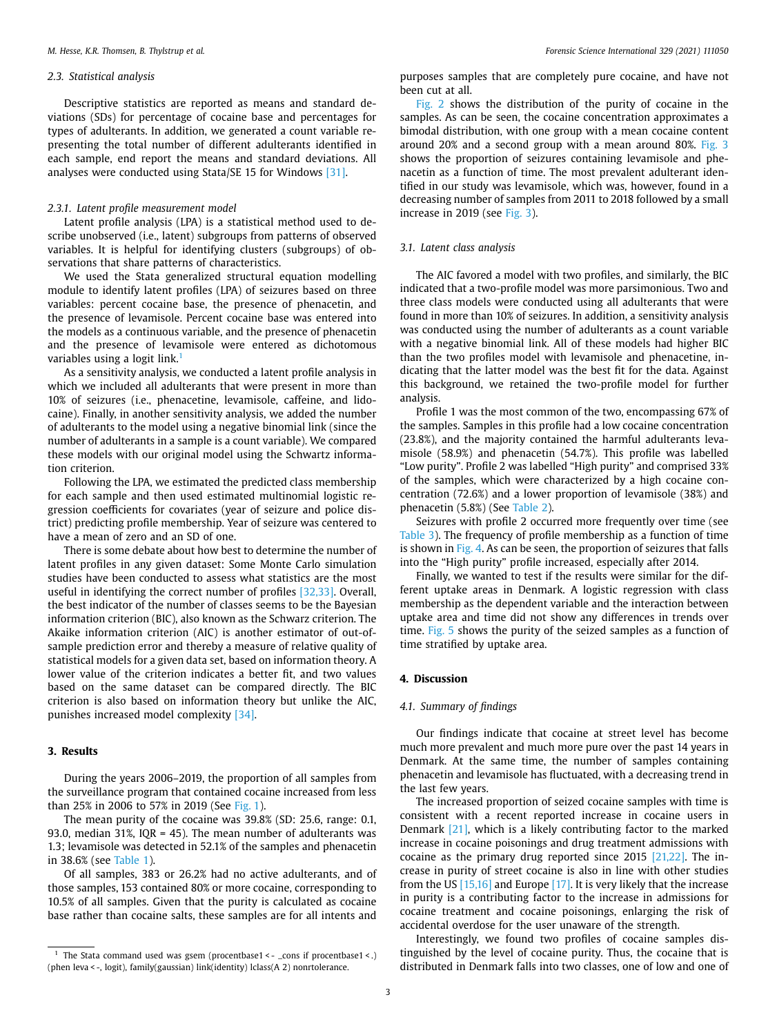### 2.3. Statistical analysis

Descriptive statistics are reported as means and standard deviations (SDs) for percentage of cocaine base and percentages for types of adulterants. In addition, we generated a count variable representing the total number of different adulterants identified in each sample, end report the means and standard deviations. All analyses were conducted using Stata/SE 15 for Windows [31].

#### 2.3.1. Latent profile measurement model

Latent profile analysis (LPA) is a statistical method used to describe unobserved (i.e., latent) subgroups from patterns of observed variables. It is helpful for identifying clusters (subgroups) of observations that share patterns of characteristics.

We used the Stata generalized structural equation modelling module to identify latent profiles (LPA) of seizures based on three variables: percent cocaine base, the presence of phenacetin, and the presence of levamisole. Percent cocaine base was entered into the models as a continuous variable, and the presence of phenacetin and the presence of levamisole were entered as dichotomous variables using a logit link.[1]

As a sensitivity analysis, we conducted a latent profile analysis in which we included all adulterants that were present in more than 10% of seizures (i.e., phenacetine, levamisole, caffeine, and lidocaine). Finally, in another sensitivity analysis, we added the number of adulterants to the model using a negative binomial link (since the number of adulterants in a sample is a count variable). We compared these models with our original model using the Schwartz information criterion.

Following the LPA, we estimated the predicted class membership for each sample and then used estimated multinomial logistic regression coefficients for covariates (year of seizure and police district) predicting profile membership. Year of seizure was centered to have a mean of zero and an SD of one.

There is some debate about how best to determine the number of latent profiles in any given dataset: Some Monte Carlo simulation studies have been conducted to assess what statistics are the most useful in identifying the correct number of profiles [32,33]. Overall, the best indicator of the number of classes seems to be the Bayesian information criterion (BIC), also known as the Schwarz criterion. The Akaike information criterion (AIC) is another estimator of out-of-sample prediction error and thereby a measure of relative quality of statistical models for a given data set, based on information theory. A lower value of the criterion indicates a better fit, and two values based on the same dataset can be compared directly. The BIC criterion is also based on information theory but unlike the AIC, punishes increased model complexity [34].

## 3. Results

During the years 2006–2019, the proportion of all samples from the surveillance program that contained cocaine increased from less than 25% in 2006 to 57% in 2019 (See Fig. 1).

The mean purity of the cocaine was 39.8% (SD: 25.6, range: 0.1, 93.0, median 31%, IQR = 45). The mean number of adulterants was 1.3; levamisole was detected in 52.1% of the samples and phenacetin in 38.6% (see Table 1).

Of all samples, 383 or 26.2% had no active adulterants, and of those samples, 153 contained 80% or more cocaine, corresponding to 10.5% of all samples. Given that the purity is calculated as cocaine base rather than cocaine salts, these samples are for all intents and purposes samples that are completely pure cocaine, and have not been cut at all.

Fig. 2 shows the distribution of the purity of cocaine in the samples. As can be seen, the cocaine concentration approximates a bimodal distribution, with one group with a mean cocaine content around 20% and a second group with a mean around 80%. Fig. 3 shows the proportion of seizures containing levamisole and phenacetin as a function of time. The most prevalent adulterant identified in our study was levamisole, which was, however, found in a decreasing number of samples from 2011 to 2018 followed by a small increase in 2019 (see Fig. 3).

### 3.1. Latent class analysis

The AIC favored a model with two profiles, and similarly, the BIC indicated that a two-profile model was more parsimonious. Two and three class models were conducted using all adulterants that were found in more than 10% of seizures. In addition, a sensitivity analysis was conducted using the number of adulterants as a count variable with a negative binomial link. All of these models had higher BIC than the two profiles model with levamisole and phenacetine, indicating that the latter model was the best fit for the data. Against this background, we retained the two-profile model for further analysis.

Profile 1 was the most common of the two, encompassing 67% of the samples. Samples in this profile had a low cocaine concentration (23.8%), and the majority contained the harmful adulterants levamisole (58.9%) and phenacetin (54.7%). This profile was labelled "Low purity". Profile 2 was labelled "High purity" and comprised 33% of the samples, which were characterized by a high cocaine concentration (72.6%) and a lower proportion of levamisole (38%) and phenacetin (5.8%) (See Table 2).

Seizures with profile 2 occurred more frequently over time (see Table 3). The frequency of profile membership as a function of time is shown in Fig. 4. As can be seen, the proportion of seizures that falls into the "High purity" profile increased, especially after 2014.

Finally, we wanted to test if the results were similar for the different uptake areas in Denmark. A logistic regression with class membership as the dependent variable and the interaction between uptake area and time did not show any differences in trends over time. Fig. 5 shows the purity of the seized samples as a function of time stratified by uptake area.

## 4. Discussion

### 4.1. Summary of findings

Our findings indicate that cocaine at street level has become much more prevalent and much more pure over the past 14 years in Denmark. At the same time, the number of samples containing phenacetin and levamisole has fluctuated, with a decreasing trend in the last few years.

The increased proportion of seized cocaine samples with time is consistent with a recent reported increase in cocaine users in Denmark [21], which is a likely contributing factor to the marked increase in cocaine poisonings and drug treatment admissions with cocaine as the primary drug reported since 2015 [21,22]. The increase in purity of street cocaine is also in line with other studies from the US [15,16] and Europe [17]. It is very likely that the increase in purity is a contributing factor to the increase in admissions for cocaine treatment and cocaine poisonings, enlarging the risk of accidental overdose for the user unaware of the strength.

Interestingly, we found two profiles of cocaine samples distinguished by the level of cocaine purity. Thus, the cocaine that is distributed in Denmark falls into two classes, one of low and one of

---

[1] The Stata command used was gsem (procentbase1 <- _cons if procentbase1 <.) (phen leva <-, logit), family(gaussian) link(identity) lclass(A 2) nonrtolerance.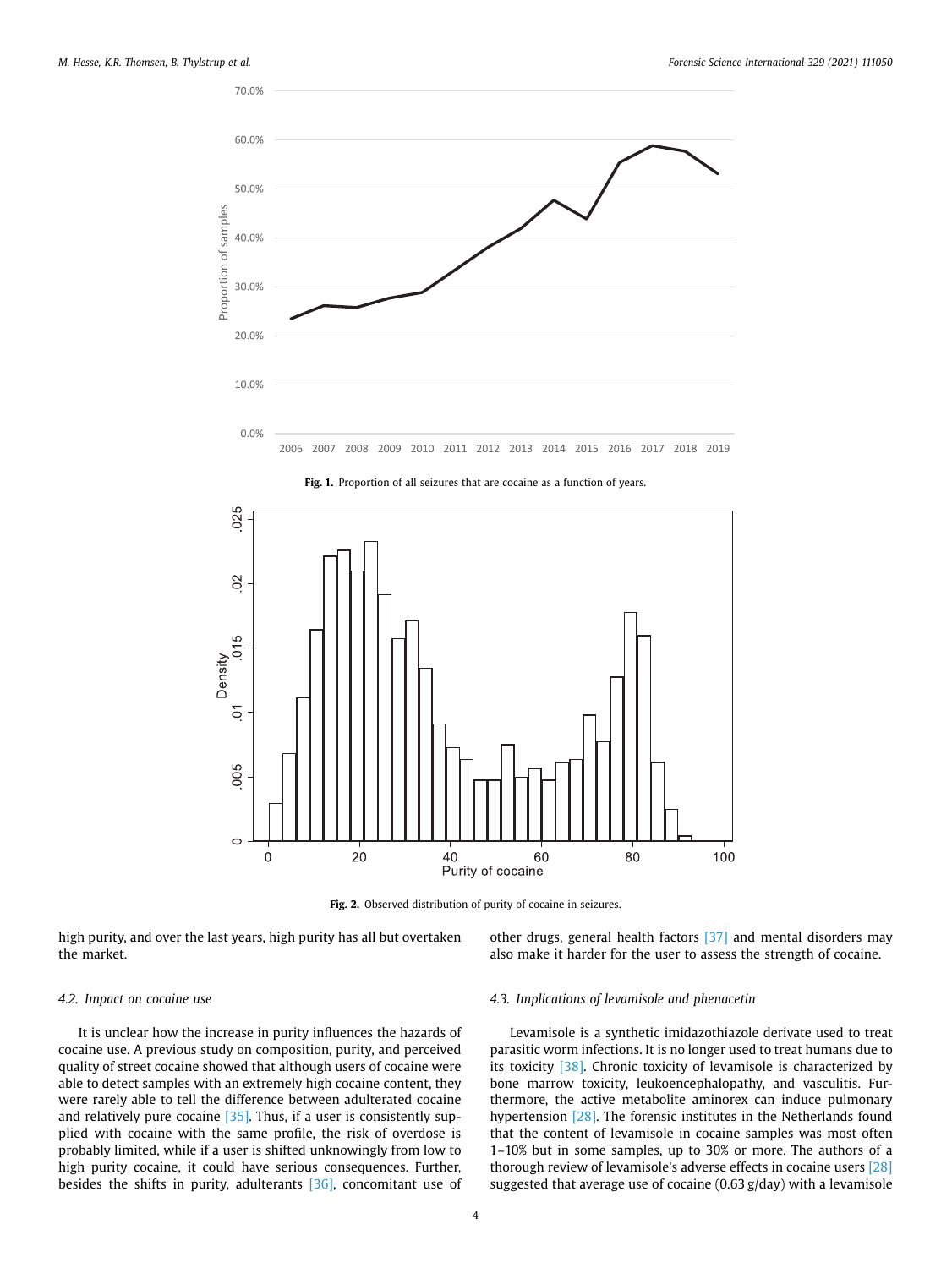Fig. 1. Proportion of all seizures that are cocaine as a function of years.

Fig. 2. Observed distribution of purity of cocaine in seizures.

high purity, and over the last years, high purity has all but overtaken the market.

### 4.2. Impact on cocaine use

It is unclear how the increase in purity influences the hazards of cocaine use. A previous study on composition, purity, and perceived quality of street cocaine showed that although users of cocaine were able to detect samples with an extremely high cocaine content, they were rarely able to tell the difference between adulterated cocaine and relatively pure cocaine [35]. Thus, if a user is consistently supplied with cocaine with the same profile, the risk of overdose is probably limited, while if a user is shifted unknowingly from low to high purity cocaine, it could have serious consequences. Further, besides the shifts in purity, adulterants [36], concomitant use of other drugs, general health factors [37] and mental disorders may also make it harder for the user to assess the strength of cocaine.

### 4.3. Implications of levamisole and phenacetin

Levamisole is a synthetic imidazothiazole derivate used to treat parasitic worm infections. It is no longer used to treat humans due to its toxicity [38]. Chronic toxicity of levamisole is characterized by bone marrow toxicity, leukoencephalopathy, and vasculitis. Furthermore, the active metabolite aminorex can induce pulmonary hypertension [28]. The forensic institutes in the Netherlands found that the content of levamisole in cocaine samples was most often 1–10% but in some samples, up to 30% or more. The authors of a thorough review of levamisole's adverse effects in cocaine users [28] suggested that average use of cocaine (0.63 g/day) with a levamisole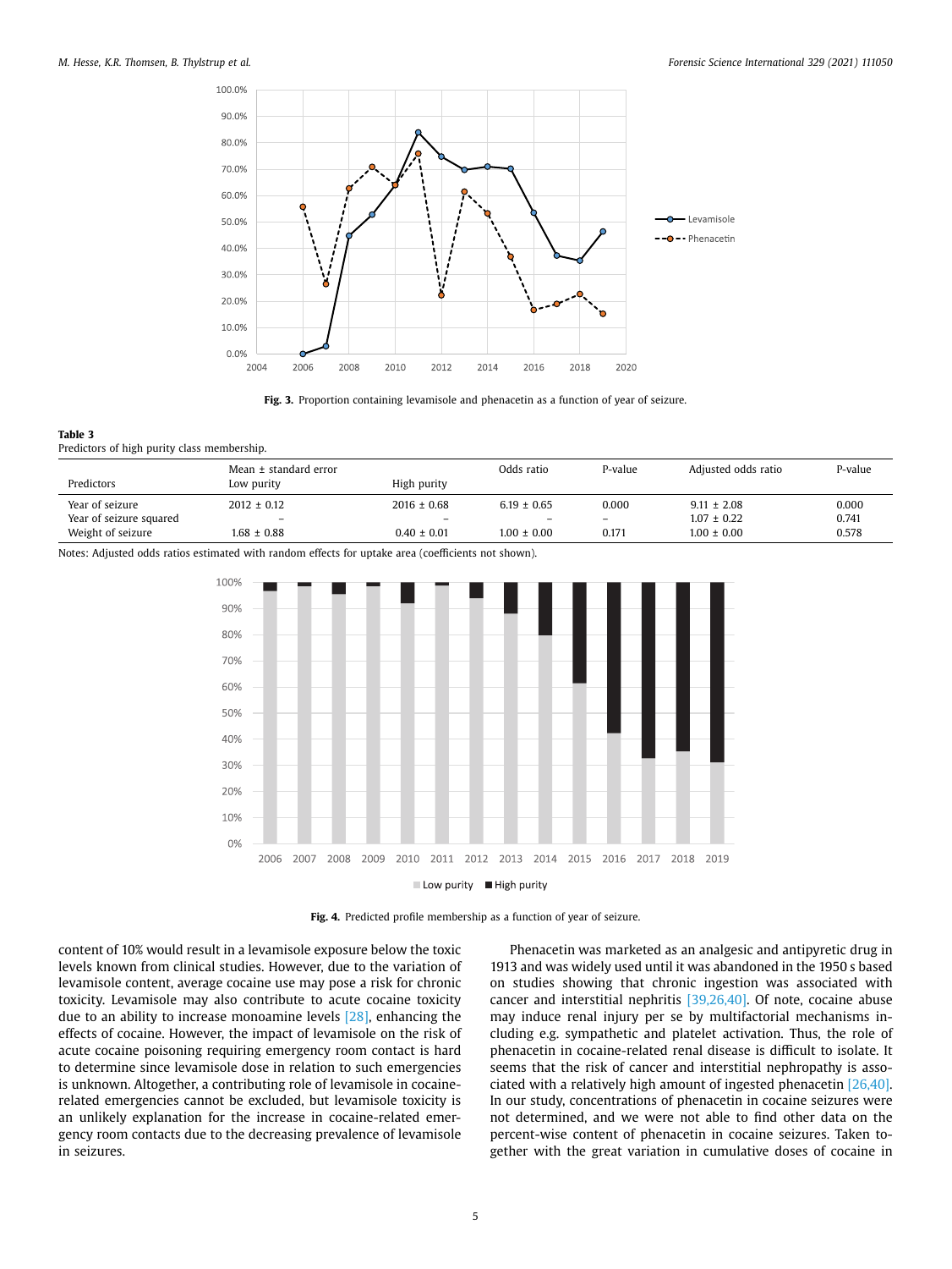Fig. 3. Proportion containing levamisole and phenacetin as a function of year of seizure.

**Table 3**
Predictors of high purity class membership.

| Predictors | Mean ± standard error Low purity | High purity | Odds ratio | P-value | Adjusted odds ratio | P-value |
|---|---|---|---|---|---|---|
| Year of seizure | 2012 ± 0.12 | 2016 ± 0.68 | 6.19 ± 0.65 | 0.000 | 9.11 ± 2.08 | 0.000 |
| Year of seizure squared | – | – | – | – | 1.07 ± 0.22 | 0.741 |
| Weight of seizure | 1.68 ± 0.88 | 0.40 ± 0.01 | 1.00 ± 0.00 | 0.171 | 1.00 ± 0.00 | 0.578 |

Notes: Adjusted odds ratios estimated with random effects for uptake area (coefficients not shown).

Fig. 4. Predicted profile membership as a function of year of seizure.

content of 10% would result in a levamisole exposure below the toxic levels known from clinical studies. However, due to the variation of levamisole content, average cocaine use may pose a risk for chronic toxicity. Levamisole may also contribute to acute cocaine toxicity due to an ability to increase monoamine levels [28], enhancing the effects of cocaine. However, the impact of levamisole on the risk of acute cocaine poisoning requiring emergency room contact is hard to determine since levamisole dose in relation to such emergencies is unknown. Altogether, a contributing role of levamisole in cocaine-related emergencies cannot be excluded, but levamisole toxicity is an unlikely explanation for the increase in cocaine-related emergency room contacts due to the decreasing prevalence of levamisole in seizures.

Phenacetin was marketed as an analgesic and antipyretic drug in 1913 and was widely used until it was abandoned in the 1950 s based on studies showing that chronic ingestion was associated with cancer and interstitial nephritis [39,26,40]. Of note, cocaine abuse may induce renal injury per se by multifactorial mechanisms including e.g. sympathetic and platelet activation. Thus, the role of phenacetin in cocaine-related renal disease is difficult to isolate. It seems that the risk of cancer and interstitial nephropathy is associated with a relatively high amount of ingested phenacetin [26,40]. In our study, concentrations of phenacetin in cocaine seizures were not determined, and we were not able to find other data on the percent-wise content of phenacetin in cocaine seizures. Taken together with the great variation in cumulative doses of cocaine in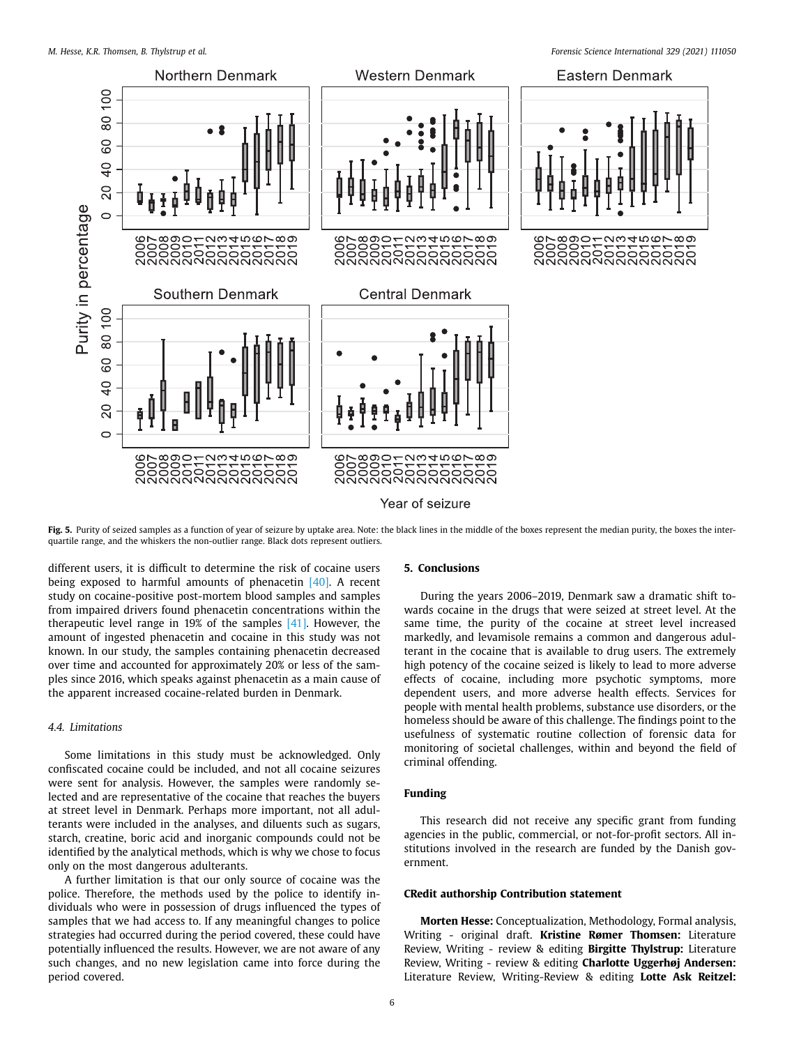Fig. 5. Purity of seized samples as a function of year of seizure by uptake area. Note: the black lines in the middle of the boxes represent the median purity, the boxes the interquartile range, and the whiskers the non-outlier range. Black dots represent outliers.

different users, it is difficult to determine the risk of cocaine users being exposed to harmful amounts of phenacetin [40]. A recent study on cocaine-positive post-mortem blood samples and samples from impaired drivers found phenacetin concentrations within the therapeutic level range in 19% of the samples [41]. However, the amount of ingested phenacetin and cocaine in this study was not known. In our study, the samples containing phenacetin decreased over time and accounted for approximately 20% or less of the samples since 2016, which speaks against phenacetin as a main cause of the apparent increased cocaine-related burden in Denmark.

### 4.4. Limitations

Some limitations in this study must be acknowledged. Only confiscated cocaine could be included, and not all cocaine seizures were sent for analysis. However, the samples were randomly selected and are representative of the cocaine that reaches the buyers at street level in Denmark. Perhaps more important, not all adulterants were included in the analyses, and diluents such as sugars, starch, creatine, boric acid and inorganic compounds could not be identified by the analytical methods, which is why we chose to focus only on the most dangerous adulterants.

A further limitation is that our only source of cocaine was the police. Therefore, the methods used by the police to identify individuals who were in possession of drugs influenced the types of samples that we had access to. If any meaningful changes to police strategies had occurred during the period covered, these could have potentially influenced the results. However, we are not aware of any such changes, and no new legislation came into force during the period covered.

## 5. Conclusions

During the years 2006–2019, Denmark saw a dramatic shift towards cocaine in the drugs that were seized at street level. At the same time, the purity of the cocaine at street level increased markedly, and levamisole remains a common and dangerous adulterant in the cocaine that is available to drug users. The extremely high potency of the cocaine seized is likely to lead to more adverse effects of cocaine, including more psychotic symptoms, more dependent users, and more adverse health effects. Services for people with mental health problems, substance use disorders, or the homeless should be aware of this challenge. The findings point to the usefulness of systematic routine collection of forensic data for monitoring of societal challenges, within and beyond the field of criminal offending.

## Funding

This research did not receive any specific grant from funding agencies in the public, commercial, or not-for-profit sectors. All institutions involved in the research are funded by the Danish government.

## CRedit authorship Contribution statement

**Morten Hesse:** Conceptualization, Methodology, Formal analysis, Writing - original draft. **Kristine Rømer Thomsen:** Literature Review, Writing - review & editing **Birgitte Thylstrup:** Literature Review, Writing - review & editing **Charlotte Uggerhøj Andersen:** Literature Review, Writing-Review & editing **Lotte Ask Reitzel:**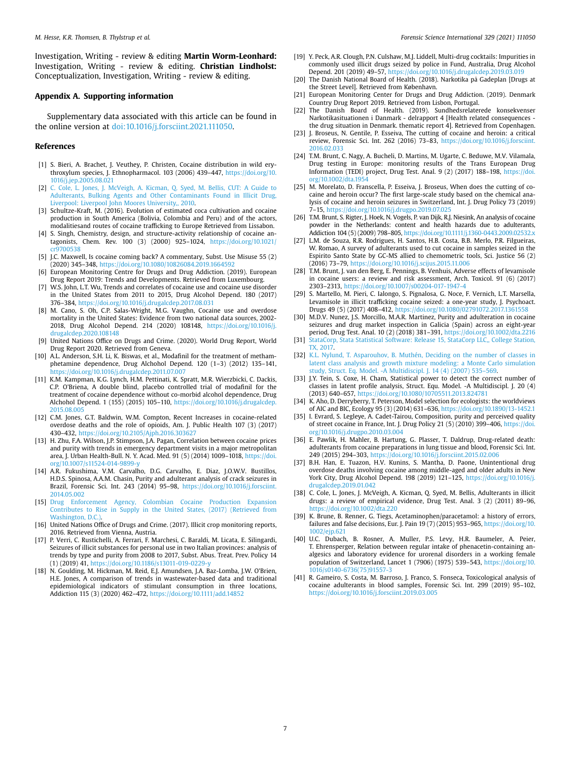Investigation, Writing - review & editing **Martin Worm-Leonhard:** Investigation, Writing - review & editing. **Christian Lindholst:** Conceptualization, Investigation, Writing - review & editing.

## Appendix A. Supporting information

Supplementary data associated with this article can be found in the online version at doi:10.1016/j.forsciint.2021.111050.

## References

[1] S. Bieri, A. Brachet, J. Veuthey, P. Christen, Cocaine distribution in wild erythroxylum species, J. Ethnopharmacol. 103 (2006) 439–447, https://doi.org/10.1016/j.jep.2005.08.021

[2] C. Cole, L. Jones, J. McVeigh, A. Kicman, Q. Syed, M. Bellis, CUT: A Guide to Adulterants, Bulking Agents and Other Contaminants Found in Illicit Drug, Liverpool: Liverpool John Moores University,, 2010.

[3] Schultze-Kraft, M. (2016). Evolution of estimated coca cultivation and cocaine production in South America (Bolivia, Colombia and Peru) and of the actors, modalitiesand routes of cocaine trafficking to Europe Retrieved from Lissabon.

[4] S. Singh, Chemistry, design, and structure-activity relationship of cocaine antagonists, Chem. Rev. 100 (3) (2000) 925–1024, https://doi.org/10.1021/cr9700538

[5] J.C. Maxwell, Is cocaine coming back? A commentary, Subst. Use Misuse 55 (2) (2020) 345–348, https://doi.org/10.1080/10826084.2019.1664592

[6] European Monitoring Centre for Drugs and Drug Addiction. (2019). European Drug Report 2019: Trends and Developments. Retrieved from Luxembourg.

[7] W.S. John, L.T. Wu, Trends and correlates of cocaine use and cocaine use disorder in the United States from 2011 to 2015, Drug Alcohol Depend. 180 (2017) 376–384, https://doi.org/10.1016/j.drugalcdep.2017.08.031

[8] M. Cano, S. Oh, C.P. Salas-Wright, M.G. Vaughn, Cocaine use and overdose mortality in the United States: Evidence from two national data sources, 2002-2018, Drug Alcohol Depend. 214 (2020) 108148, https://doi.org/10.1016/j.drugalcdep.2020.108148

[9] United Nations Office on Drugs and Crime. (2020). World Drug Report, World Drug Report 2020. Retrieved from Geneva.

[10] A.L. Anderson, S.H. Li, K. Biswas, et al., Modafinil for the treatment of methamphetamine dependence, Drug Alchohol Depend. 120 (1–3) (2012) 135–141, https://doi.org/10.1016/j.drugalcdep.2011.07.007

[11] K.M. Kampman, K.G. Lynch, H.M. Pettinati, K. Spratt, M.R. Wierzbicki, C. Dackis, C.P. O'Briena, A double blind, placebo controlled trial of modafinil for the treatment of cocaine dependence without co-morbid alcohol dependence, Drug Alchohol Depend. 1 (155) (2015) 105–110, https://doi.org/10.1016/j.drugalcdep.2015.08.005

[12] C.M. Jones, G.T. Baldwin, W.M. Compton, Recent Increases in cocaine-related overdose deaths and the role of opioids, Am. J. Public Health 107 (3) (2017) 430–432, https://doi.org/10.2105/Ajph.2016.303627

[13] H. Zhu, F.A. Wilson, J.P. Stimpson, J.A. Pagan, Correlation between cocaine prices and purity with trends in emergency department visits in a major metropolitan area, J. Urban Health-Bull. N. Y. Acad. Med. 91 (5) (2014) 1009–1018, https://doi.org/10.1007/s11524-014-9899-y

[14] A.R. Fukushima, V.M. Carvalho, D.G. Carvalho, E. Diaz, J.O.W.V. Bustillos, H.D.S. Spinosa, A.A.M. Chasin, Purity and adulterant analysis of crack seizures in Brazil, Forensic Sci. Int. 243 (2014) 95–98, https://doi.org/10.1016/j.forsciint.2014.05.002

[15] Drug Enforcement Agency, Colombian Cocaine Production Expansion Contributes to Rise in Supply in the United States, (2017) (Retrieved from Washington, D.C.).

[16] United Nations Office of Drugs and Crime. (2017). Illicit crop monitoring reports, 2016. Retrieved from Vienna, Austria.

[17] P. Verri, C. Rustichelli, A. Ferrari, F. Marchesi, C. Baraldi, M. Licata, E. Silingardi, Seizures of illicit substances for personal use in two Italian provinces: analysis of trends by type and purity from 2008 to 2017, Subst. Abus. Treat. Prev. Policy 14 (1) (2019) 41, https://doi.org/10.1186/s13011-019-0229-y

[18] N. Goulding, M. Hickman, M. Reid, E.J. Amundsen, J.A. Baz-Lomba, J.W. O'Brien, H.E. Jones, A comparison of trends in wastewater-based data and traditional epidemiological indicators of stimulant consumption in three locations, Addiction 115 (3) (2020) 462–472, https://doi.org/10.1111/add.14852

[19] Y. Peck, A.R. Clough, P.N. Culshaw, M.J. Liddell, Multi-drug cocktails: Impurities in commonly used illicit drugs seized by police in Fund, Australia, Drug Alcohol Depend. 201 (2019) 49–57, https://doi.org/10.1016/j.drugalcdep.2019.03.019

[20] The Danish National Board of Health. (2018). Narkotika på Gadeplan [Drugs at the Street Level]. Retrieved from København.

[21] European Monitoring Center for Drugs and Drug Addiction. (2019). Denmark Country Drug Report 2019. Retrieved from Lisbon, Portugal.

[22] The Danish Board of Health. (2019). Sundhedsrelaterede konsekvenser Narkotikasituationen i Danmark - delrapport 4 [Health related consequences - the drug situation in Denmark. thematic report 4]. Retrieved from Copenhagen.

[23] J. Broseus, N. Gentile, P. Esseiva, The cutting of cocaine and heroin: a critical review, Forensic Sci. Int. 262 (2016) 73–83, https://doi.org/10.1016/j.forsciint.2016.02.033

[24] T.M. Brunt, C. Nagy, A. Bucheli, D. Martins, M. Ugarte, C. Beduwe, M.V. Vilamala, Drug testing in Europe: monitoring results of the Trans European Drug Information (TEDI) project, Drug Test. Anal. 9 (2) (2017) 188–198, https://doi.org/10.1002/dta.1954

[25] M. Morelato, D. Franscella, P. Esseiva, J. Broseus, When does the cutting of cocaine and heroin occur? The first large-scale study based on the chemical analysis of cocaine and heroin seizures in Switzerland, Int. J. Drug Policy 73 (2019) 7–15, https://doi.org/10.1016/j.drugpo.2019.07.025

[26] T.M. Brunt, S. Rigter, J. Hoek, N. Vogels, P. van Dijk, R.J. Niesink, An analysis of cocaine powder in the Netherlands: content and health hazards due to adulterants, Addiction 104 (5) (2009) 798–805, https://doi.org/10.1111/j.1360-0443.2009.02532.x

[27] L.M. de Souza, R.R. Rodrigues, H. Santos, H.B. Costa, B.B. Merlo, P.R. Filgueiras, W. Romao, A survey of adulterants used to cut cocaine in samples seized in the Espirito Santo State by GC-MS allied to chemometric tools, Sci. Justice 56 (2) (2016) 73–79, https://doi.org/10.1016/j.scijus.2015.11.006

[28] T.M. Brunt, J. van den Berg, E. Pennings, B. Venhuis, Adverse effects of levamisole in cocaine users: a review and risk assessment, Arch. Toxicol. 91 (6) (2017) 2303–2313, https://doi.org/10.1007/s00204-017-1947-4

[29] S. Martello, M. Pieri, C. Ialongo, S. Pignalosa, G. Noce, F. Vernich, L.T. Marsella, Levamisole in illicit trafficking cocaine seized: a one-year study, J. Psychoact. Drugs 49 (5) (2017) 408–412, https://doi.org/10.1080/02791072.2017.1361558

[30] M.D.V. Nunez, J.S. Morcillo, M.A.R. Martinez, Purity and adulteration in cocaine seizures and drug market inspection in Galicia (Spain) across an eight-year period, Drug Test. Anal. 10 (2) (2018) 381–391, https://doi.org/10.1002/dta.2216

[31] StataCorp, Stata Statistical Software: Release 15, StataCorp LLC,, College Station, TX, 2017.

[32] K.L. Nylund, T. Asparouhov, B. Muthén, Deciding on the number of classes in latent class analysis and growth mixture modeling: a Monte Carlo simulation study, Struct. Eq. Model. -A Multidiscipl. J. 14 (4) (2007) 535–569.

[33] J.Y. Tein, S. Coxe, H. Cham, Statistical power to detect the correct number of classes in latent profile analysis, Struct. Equ. Model. -A Multidiscipl. J. 20 (4) (2013) 640–657, https://doi.org/10.1080/10705511.2013.824781

[34] K. Aho, D. Derryberry, T. Peterson, Model selection for ecologists: the worldviews of AIC and BIC, Ecology 95 (3) (2014) 631–636, https://doi.org/10.1890/13-1452.1

[35] I. Evrard, S. Legleye, A. Cadet-Tairou, Composition, purity and perceived quality of street cocaine in France, Int. J. Drug Policy 21 (5) (2010) 399–406, https://doi.org/10.1016/j.drugpo.2010.03.004

[36] E. Pawlik, H. Mahler, B. Hartung, G. Plasser, T. Daldrup, Drug-related death: adulterants from cocaine preparations in lung tissue and blood, Forensic Sci. Int. 249 (2015) 294–303, https://doi.org/10.1016/j.forsciint.2015.02.006

[37] B.H. Han, E. Tuazon, H.V. Kunins, S. Mantha, D. Paone, Unintentional drug overdose deaths involving cocaine among middle-aged and older adults in New York City, Drug Alcohol Depend. 198 (2019) 121–125, https://doi.org/10.1016/j.drugalcdep.2019.01.042

[38] C. Cole, L. Jones, J. McVeigh, A. Kicman, Q. Syed, M. Bellis, Adulterants in illicit drugs: a review of empirical evidence, Drug Test. Anal. 3 (2) (2011) 89–96, https://doi.org/10.1002/dta.220

[39] K. Brune, B. Renner, G. Tiegs, Acetaminophen/paracetamol: a history of errors, failures and false decisions, Eur. J. Pain 19 (7) (2015) 953–965, https://doi.org/10.1002/ejp.621

[40] U.C. Dubach, B. Rosner, A. Muller, P.S. Levy, H.R. Baumeler, A. Peier, T. Ehrensperger, Relation between regular intake of phenacetin-containing analgesics and laboratory evidence for urorenal disorders in a working female population of Switzerland, Lancet 1 (7906) (1975) 539–543, https://doi.org/10.1016/s0140-6736(75)91557-3

[41] R. Gameiro, S. Costa, M. Barroso, J. Franco, S. Fonseca, Toxicological analysis of cocaine adulterants in blood samples, Forensic Sci. Int. 299 (2019) 95–102, https://doi.org/10.1016/j.forsciint.2019.03.005